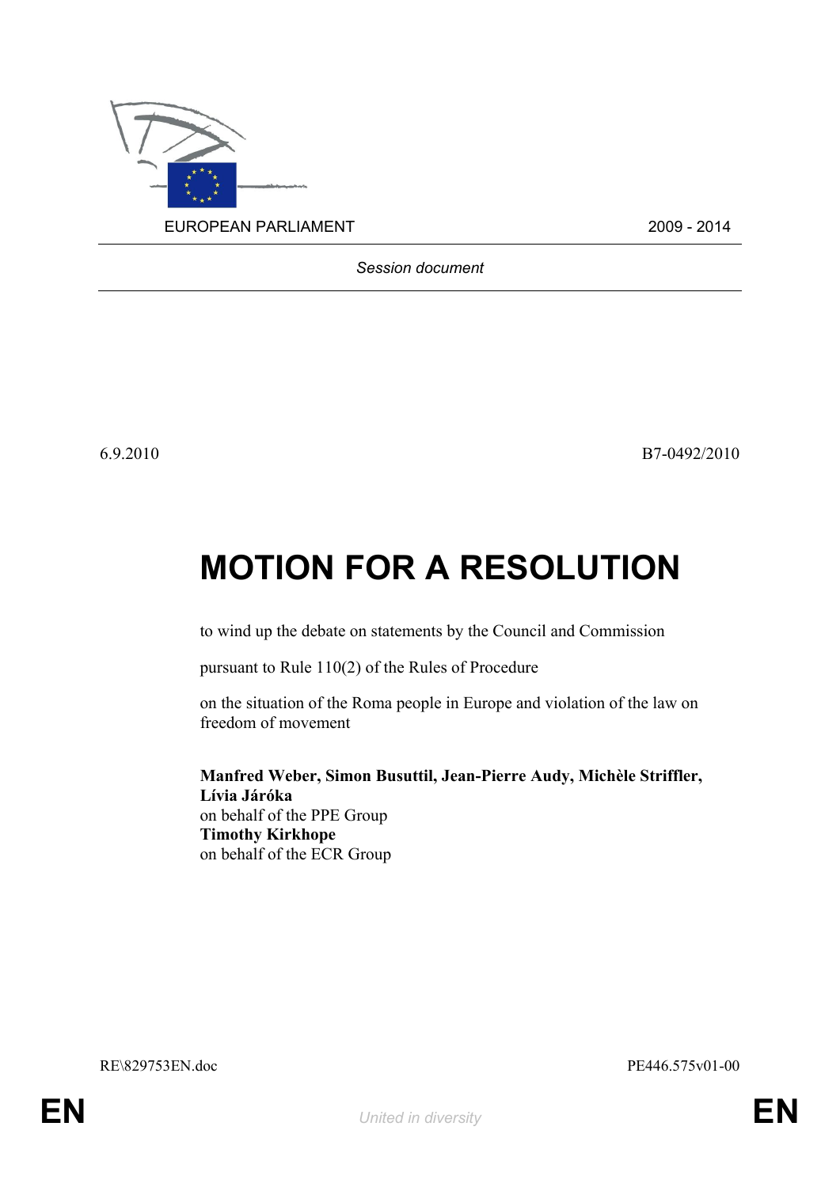EUROPEAN PARLIAMENT 2009 - 2014

*Session document*

6.9.2010 B7-0492/2010

# MOTION FOR A RESOLUTION

to wind up the debate on statements by the Council and Commission

pursuant to Rule 110(2) of the Rules of Procedure

on the situation of the Roma people in Europe and violation of the law on freedom of movement

**Manfred Weber, Simon Busuttil, Jean-Pierre Audy, Michèle Striffler, Lívia Járóka**
on behalf of the PPE Group
**Timothy Kirkhope**
on behalf of the ECR Group

RE\829753EN.doc PE446.575v01-00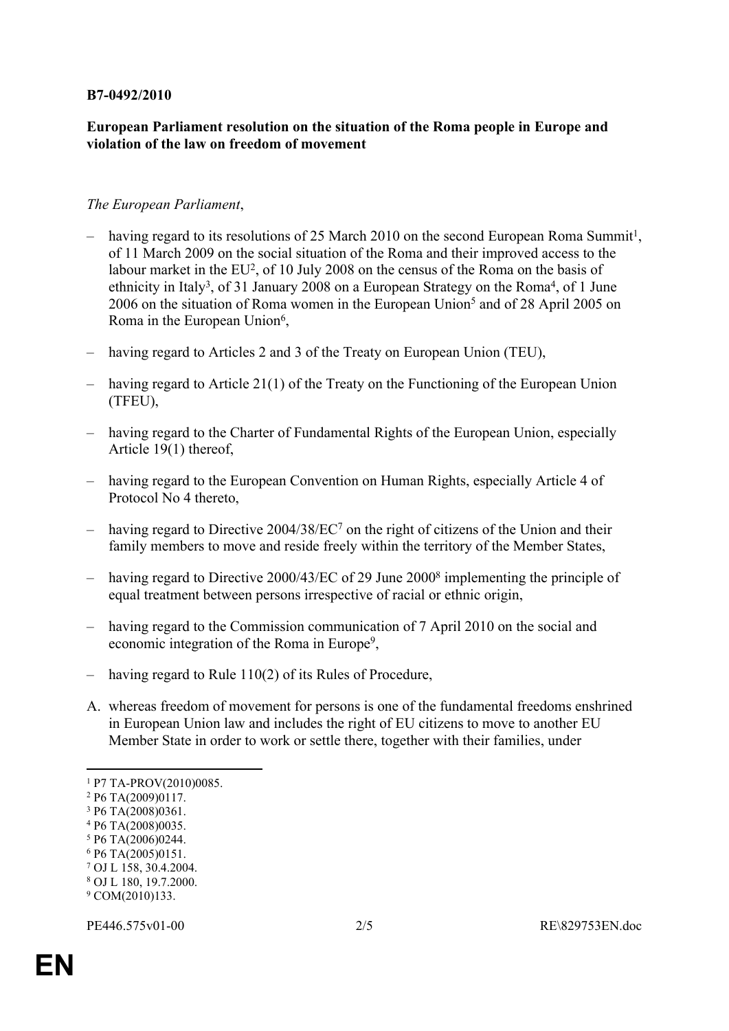**B7-0492/2010**

**European Parliament resolution on the situation of the Roma people in Europe and violation of the law on freedom of movement**

*The European Parliament*,

– having regard to its resolutions of 25 March 2010 on the second European Roma Summit[1], of 11 March 2009 on the social situation of the Roma and their improved access to the labour market in the EU[2], of 10 July 2008 on the census of the Roma on the basis of ethnicity in Italy[3], of 31 January 2008 on a European Strategy on the Roma[4], of 1 June 2006 on the situation of Roma women in the European Union[5] and of 28 April 2005 on Roma in the European Union[6],

– having regard to Articles 2 and 3 of the Treaty on European Union (TEU),

– having regard to Article 21(1) of the Treaty on the Functioning of the European Union (TFEU),

– having regard to the Charter of Fundamental Rights of the European Union, especially Article 19(1) thereof,

– having regard to the European Convention on Human Rights, especially Article 4 of Protocol No 4 thereto,

– having regard to Directive 2004/38/EC[7] on the right of citizens of the Union and their family members to move and reside freely within the territory of the Member States,

– having regard to Directive 2000/43/EC of 29 June 2000[8] implementing the principle of equal treatment between persons irrespective of racial or ethnic origin,

– having regard to the Commission communication of 7 April 2010 on the social and economic integration of the Roma in Europe[9],

– having regard to Rule 110(2) of its Rules of Procedure,

A. whereas freedom of movement for persons is one of the fundamental freedoms enshrined in European Union law and includes the right of EU citizens to move to another EU Member State in order to work or settle there, together with their families, under

---

[1] P7 TA-PROV(2010)0085.
[2] P6 TA(2009)0117.
[3] P6 TA(2008)0361.
[4] P6 TA(2008)0035.
[5] P6 TA(2006)0244.
[6] P6 TA(2005)0151.
[7] OJ L 158, 30.4.2004.
[8] OJ L 180, 19.7.2000.
[9] COM(2010)133.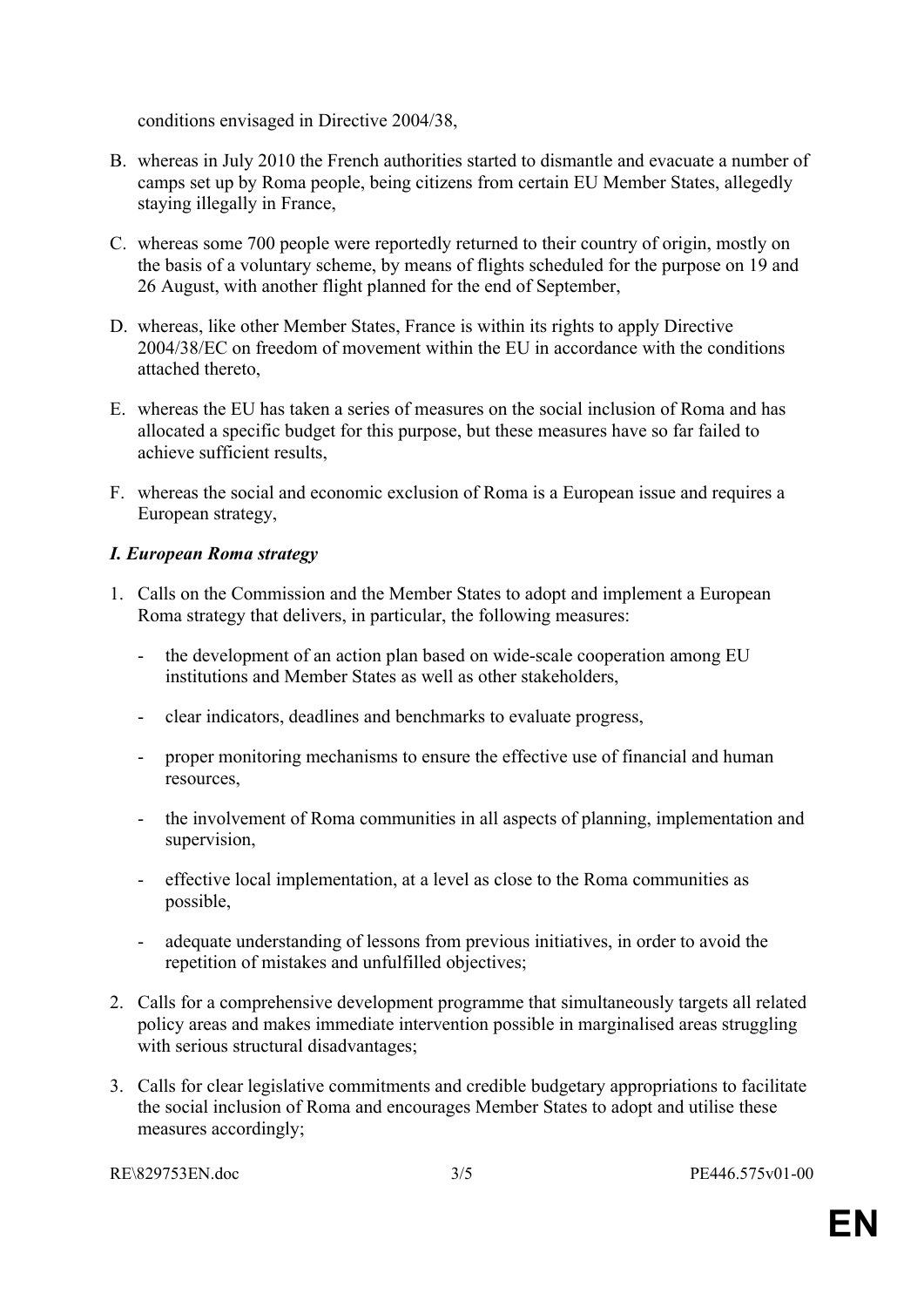conditions envisaged in Directive 2004/38,

B. whereas in July 2010 the French authorities started to dismantle and evacuate a number of camps set up by Roma people, being citizens from certain EU Member States, allegedly staying illegally in France,

C. whereas some 700 people were reportedly returned to their country of origin, mostly on the basis of a voluntary scheme, by means of flights scheduled for the purpose on 19 and 26 August, with another flight planned for the end of September,

D. whereas, like other Member States, France is within its rights to apply Directive 2004/38/EC on freedom of movement within the EU in accordance with the conditions attached thereto,

E. whereas the EU has taken a series of measures on the social inclusion of Roma and has allocated a specific budget for this purpose, but these measures have so far failed to achieve sufficient results,

F. whereas the social and economic exclusion of Roma is a European issue and requires a European strategy,

***I. European Roma strategy***

1. Calls on the Commission and the Member States to adopt and implement a European Roma strategy that delivers, in particular, the following measures:

   - the development of an action plan based on wide-scale cooperation among EU institutions and Member States as well as other stakeholders,

   - clear indicators, deadlines and benchmarks to evaluate progress,

   - proper monitoring mechanisms to ensure the effective use of financial and human resources,

   - the involvement of Roma communities in all aspects of planning, implementation and supervision,

   - effective local implementation, at a level as close to the Roma communities as possible,

   - adequate understanding of lessons from previous initiatives, in order to avoid the repetition of mistakes and unfulfilled objectives;

2. Calls for a comprehensive development programme that simultaneously targets all related policy areas and makes immediate intervention possible in marginalised areas struggling with serious structural disadvantages;

3. Calls for clear legislative commitments and credible budgetary appropriations to facilitate the social inclusion of Roma and encourages Member States to adopt and utilise these measures accordingly;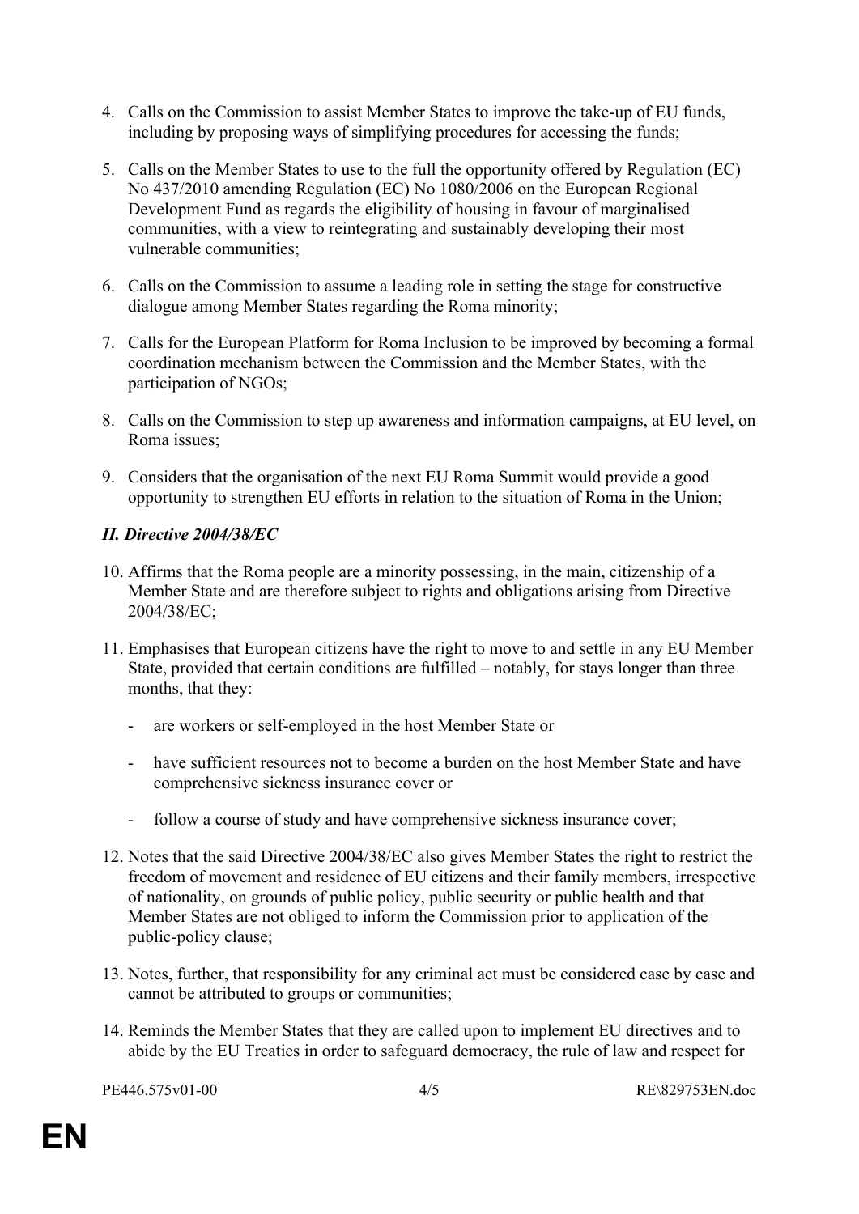4. Calls on the Commission to assist Member States to improve the take-up of EU funds, including by proposing ways of simplifying procedures for accessing the funds;

5. Calls on the Member States to use to the full the opportunity offered by Regulation (EC) No 437/2010 amending Regulation (EC) No 1080/2006 on the European Regional Development Fund as regards the eligibility of housing in favour of marginalised communities, with a view to reintegrating and sustainably developing their most vulnerable communities;

6. Calls on the Commission to assume a leading role in setting the stage for constructive dialogue among Member States regarding the Roma minority;

7. Calls for the European Platform for Roma Inclusion to be improved by becoming a formal coordination mechanism between the Commission and the Member States, with the participation of NGOs;

8. Calls on the Commission to step up awareness and information campaigns, at EU level, on Roma issues;

9. Considers that the organisation of the next EU Roma Summit would provide a good opportunity to strengthen EU efforts in relation to the situation of Roma in the Union;

***II. Directive 2004/38/EC***

10. Affirms that the Roma people are a minority possessing, in the main, citizenship of a Member State and are therefore subject to rights and obligations arising from Directive 2004/38/EC;

11. Emphasises that European citizens have the right to move to and settle in any EU Member State, provided that certain conditions are fulfilled – notably, for stays longer than three months, that they:

    - are workers or self-employed in the host Member State or

    - have sufficient resources not to become a burden on the host Member State and have comprehensive sickness insurance cover or

    - follow a course of study and have comprehensive sickness insurance cover;

12. Notes that the said Directive 2004/38/EC also gives Member States the right to restrict the freedom of movement and residence of EU citizens and their family members, irrespective of nationality, on grounds of public policy, public security or public health and that Member States are not obliged to inform the Commission prior to application of the public-policy clause;

13. Notes, further, that responsibility for any criminal act must be considered case by case and cannot be attributed to groups or communities;

14. Reminds the Member States that they are called upon to implement EU directives and to abide by the EU Treaties in order to safeguard democracy, the rule of law and respect for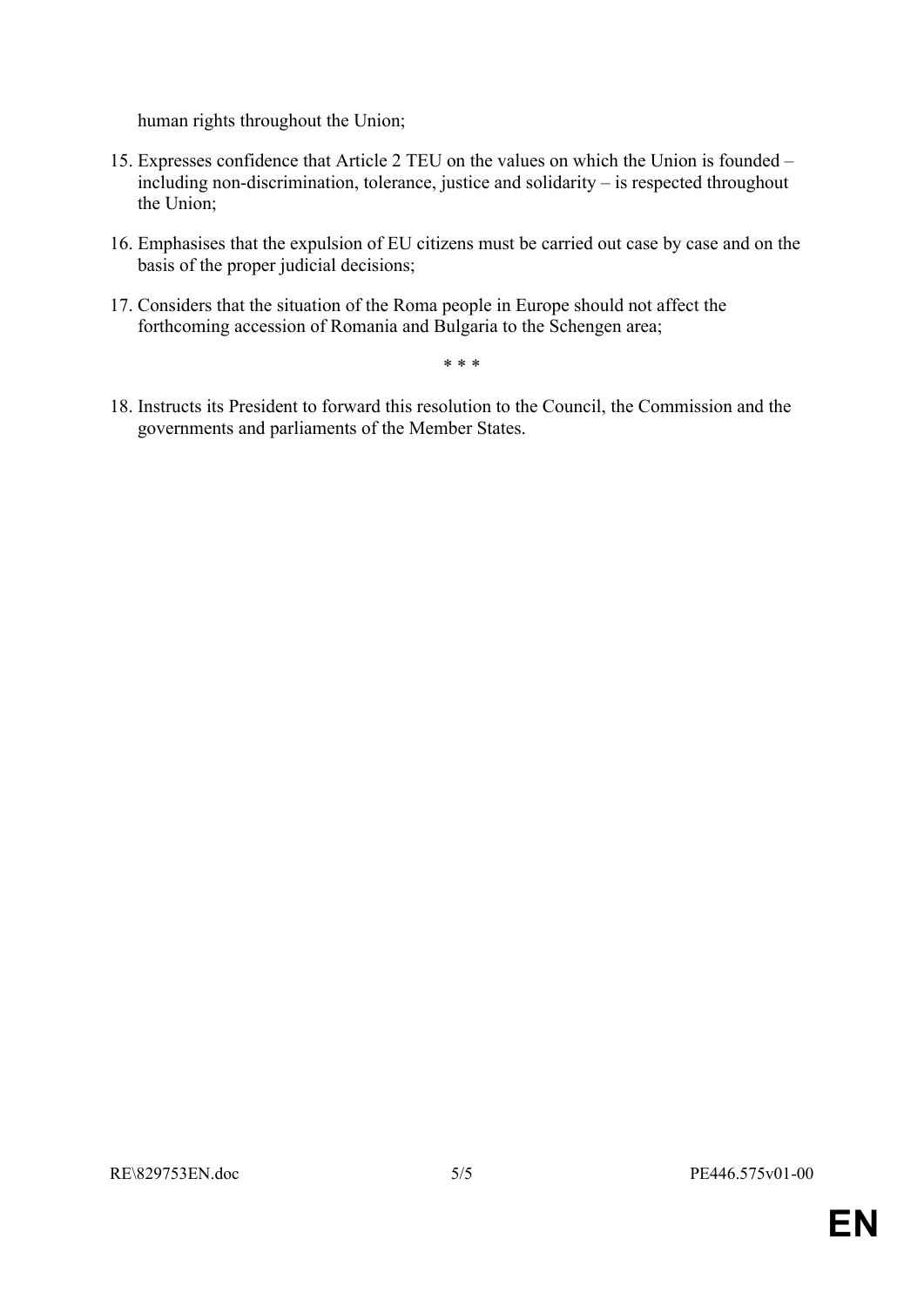human rights throughout the Union;

15. Expresses confidence that Article 2 TEU on the values on which the Union is founded – including non-discrimination, tolerance, justice and solidarity – is respected throughout the Union;

16. Emphasises that the expulsion of EU citizens must be carried out case by case and on the basis of the proper judicial decisions;

17. Considers that the situation of the Roma people in Europe should not affect the forthcoming accession of Romania and Bulgaria to the Schengen area;

\* \* \*

18. Instructs its President to forward this resolution to the Council, the Commission and the governments and parliaments of the Member States.